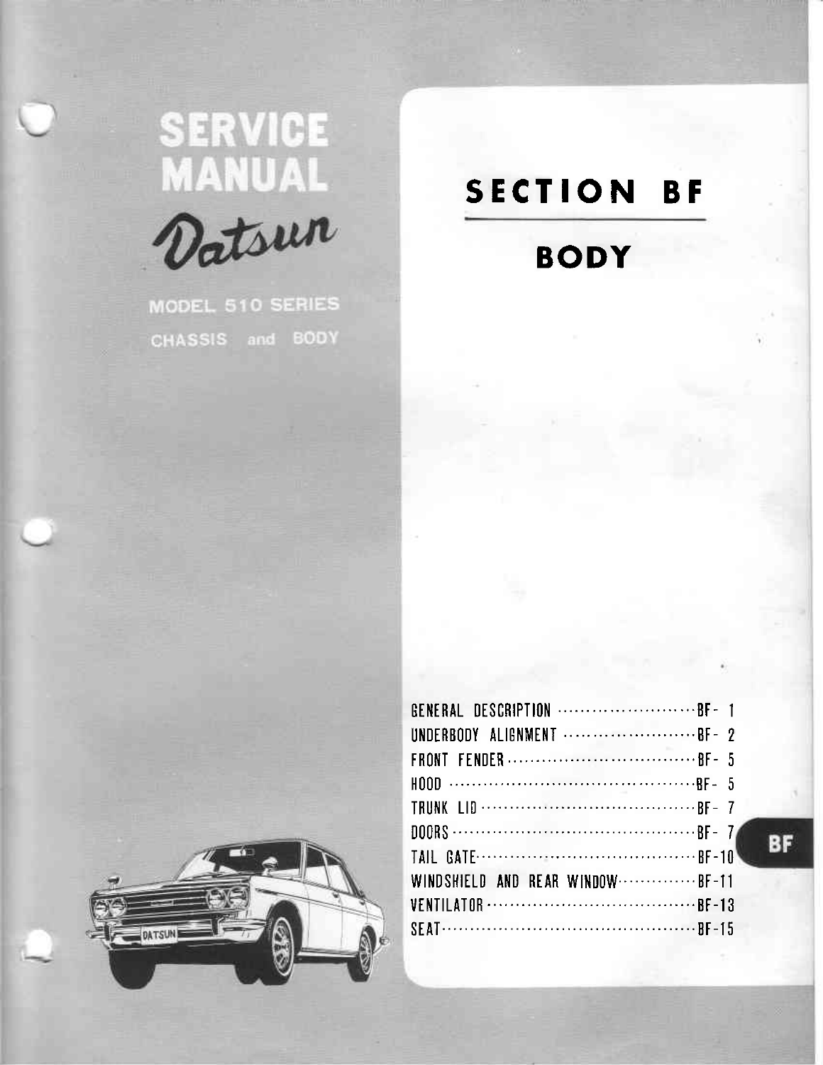# SERVICE MANUAL

## Datsun

MODEL 510 SERIES

CHASSIS and BODY

# SECTION BF

## BODY

| | |
|---|---|
| GENERAL DESCRIPTION | BF- 1 |
| UNDERBODY ALIGNMENT | BF- 2 |
| FRONT FENDER | BF- 5 |
| HOOD | BF- 5 |
| TRUNK LID | BF- 7 |
| DOORS | BF- 7 |
| TAIL GATE | BF-10 |
| WINDSHIELD AND REAR WINDOW | BF-11 |
| VENTILATOR | BF-13 |
| SEAT | BF-15 |

BF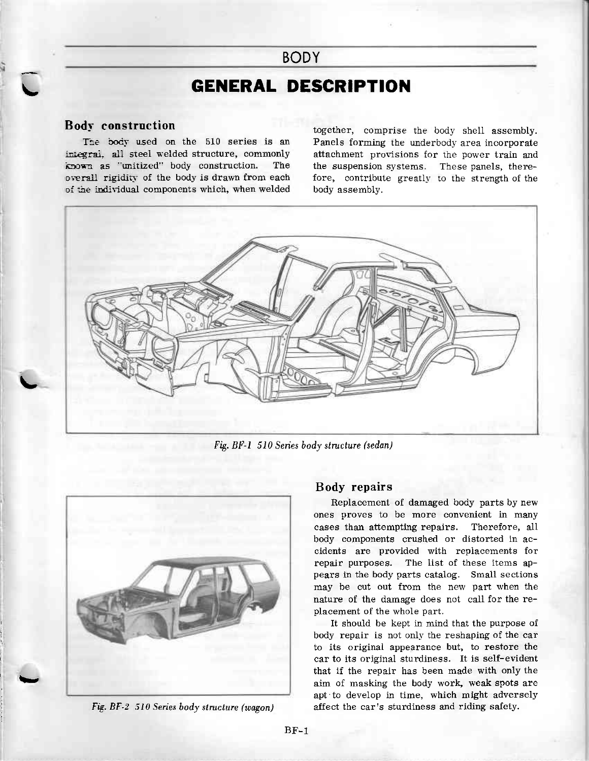# BODY

## GENERAL DESCRIPTION

### Body construction

The body used on the 510 series is an integral, all steel welded structure, commonly known as "unitized" body construction. The overall rigidity of the body is drawn from each of the individual components which, when welded together, comprise the body shell assembly. Panels forming the underbody area incorporate attachment provisions for the power train and the suspension systems. These panels, therefore, contribute greatly to the strength of the body assembly.

*Fig. BF-1 510 Series body structure (sedan)*

*Fig. BF-2 510 Series body structure (wagon)*

### Body repairs

Replacement of damaged body parts by new ones proves to be more convenient in many cases than attempting repairs. Therefore, all body components crushed or distorted in accidents are provided with replacements for repair purposes. The list of these items appears in the body parts catalog. Small sections may be cut out from the new part when the nature of the damage does not call for the replacement of the whole part.

It should be kept in mind that the purpose of body repair is not only the reshaping of the car to its original appearance but, to restore the car to its original sturdiness. It is self-evident that if the repair has been made with only the aim of masking the body work, weak spots are apt to develop in time, which might adversely affect the car's sturdiness and riding safety.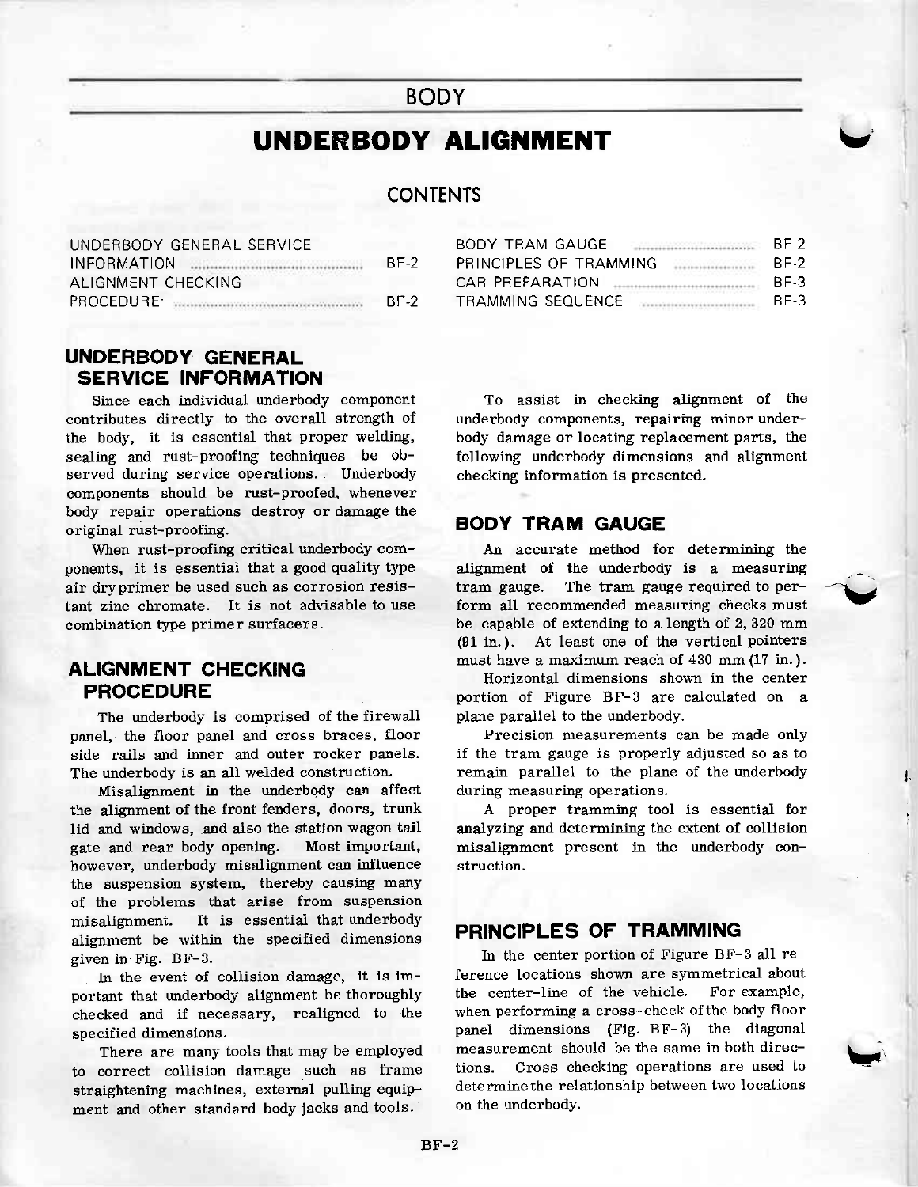BODY

# UNDERBODY ALIGNMENT

## CONTENTS

| | |
|---|---|
| UNDERBODY GENERAL SERVICE INFORMATION | BF-2 |
| ALIGNMENT CHECKING PROCEDURE | BF-2 |
| BODY TRAM GAUGE | BF-2 |
| PRINCIPLES OF TRAMMING | BF-2 |
| CAR PREPARATION | BF-3 |
| TRAMMING SEQUENCE | BF-3 |

## UNDERBODY GENERAL SERVICE INFORMATION

Since each individual underbody component contributes directly to the overall strength of the body, it is essential that proper welding, sealing and rust-proofing techniques be observed during service operations. Underbody components should be rust-proofed, whenever body repair operations destroy or damage the original rust-proofing.

When rust-proofing critical underbody components, it is essential that a good quality type air dry primer be used such as corrosion resistant zinc chromate. It is not advisable to use combination type primer surfacers.

## ALIGNMENT CHECKING PROCEDURE

The underbody is comprised of the firewall panel, the floor panel and cross braces, floor side rails and inner and outer rocker panels. The underbody is an all welded construction.

Misalignment in the underbody can affect the alignment of the front fenders, doors, trunk lid and windows, and also the station wagon tail gate and rear body opening. Most important, however, underbody misalignment can influence the suspension system, thereby causing many of the problems that arise from suspension misalignment. It is essential that underbody alignment be within the specified dimensions given in Fig. BF-3.

In the event of collision damage, it is important that underbody alignment be thoroughly checked and if necessary, realigned to the specified dimensions.

There are many tools that may be employed to correct collision damage such as frame straightening machines, external pulling equipment and other standard body jacks and tools.

To assist in checking alignment of the underbody components, repairing minor underbody damage or locating replacement parts, the following underbody dimensions and alignment checking information is presented.

## BODY TRAM GAUGE

An accurate method for determining the alignment of the underbody is a measuring tram gauge. The tram gauge required to perform all recommended measuring checks must be capable of extending to a length of 2, 320 mm (91 in.). At least one of the vertical pointers must have a maximum reach of 430 mm (17 in.).

Horizontal dimensions shown in the center portion of Figure BF-3 are calculated on a plane parallel to the underbody.

Precision measurements can be made only if the tram gauge is properly adjusted so as to remain parallel to the plane of the underbody during measuring operations.

A proper tramming tool is essential for analyzing and determining the extent of collision misalignment present in the underbody construction.

## PRINCIPLES OF TRAMMING

In the center portion of Figure BF-3 all reference locations shown are symmetrical about the center-line of the vehicle. For example, when performing a cross-check of the body floor panel dimensions (Fig. BF-3) the diagonal measurement should be the same in both directions. Cross checking operations are used to determine the relationship between two locations on the underbody.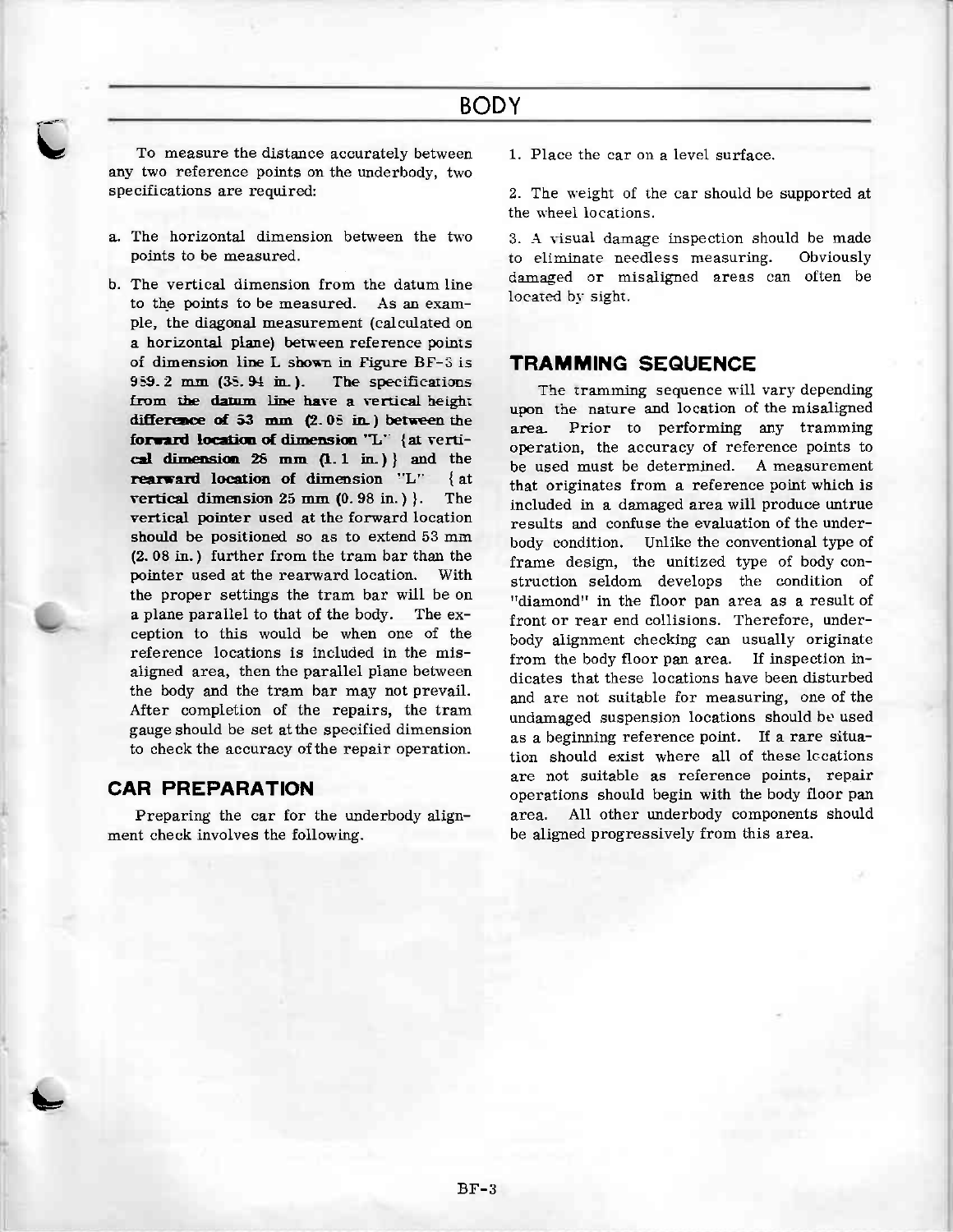To measure the distance accurately between any two reference points on the underbody, two specifications are required:

a. The horizontal dimension between the two points to be measured.

b. The vertical dimension from the datum line to the points to be measured. As an example, the diagonal measurement (calculated on a horizontal plane) between reference points of dimension line L shown in Figure BF-3 is 959.2 mm (35.94 in.). The specifications from the datum line have a vertical height difference of 53 mm (2.08 in.) between the forward location of dimension "L" {at vertical dimension 28 mm (1.1 in.)} and the rearward location of dimension "L" {at vertical dimension 25 mm (0.98 in.)}. The vertical pointer used at the forward location should be positioned so as to extend 53 mm (2.08 in.) further from the tram bar than the pointer used at the rearward location. With the proper settings the tram bar will be on a plane parallel to that of the body. The exception to this would be when one of the reference locations is included in the misaligned area, then the parallel plane between the body and the tram bar may not prevail. After completion of the repairs, the tram gauge should be set at the specified dimension to check the accuracy of the repair operation.

## CAR PREPARATION

Preparing the car for the underbody alignment check involves the following.

1. Place the car on a level surface.

2. The weight of the car should be supported at the wheel locations.

3. A visual damage inspection should be made to eliminate needless measuring. Obviously damaged or misaligned areas can often be located by sight.

## TRAMMING SEQUENCE

The tramming sequence will vary depending upon the nature and location of the misaligned area. Prior to performing any tramming operation, the accuracy of reference points to be used must be determined. A measurement that originates from a reference point which is included in a damaged area will produce untrue results and confuse the evaluation of the underbody condition. Unlike the conventional type of frame design, the unitized type of body construction seldom develops the condition of "diamond" in the floor pan area as a result of front or rear end collisions. Therefore, underbody alignment checking can usually originate from the body floor pan area. If inspection indicates that these locations have been disturbed and are not suitable for measuring, one of the undamaged suspension locations should be used as a beginning reference point. If a rare situation should exist where all of these locations are not suitable as reference points, repair operations should begin with the body floor pan area. All other underbody components should be aligned progressively from this area.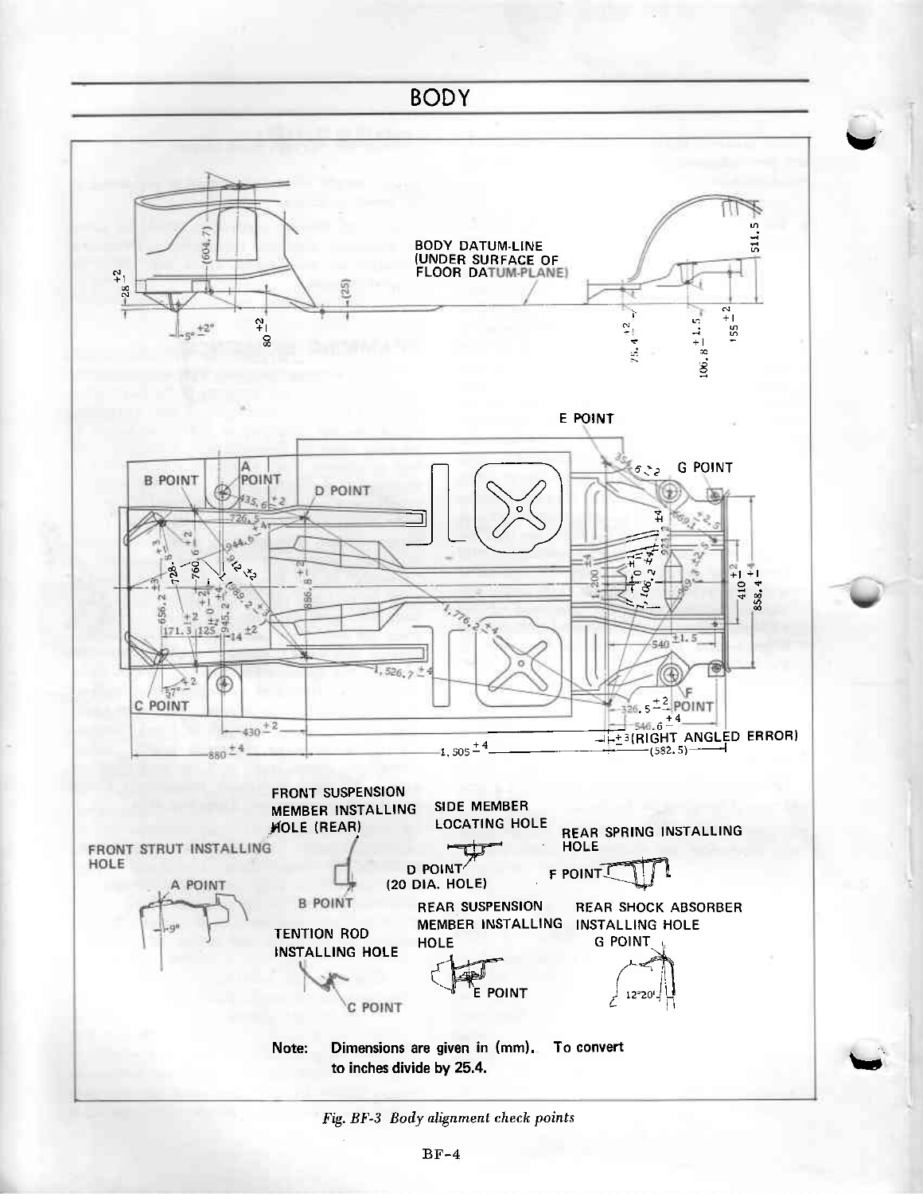BODY DATUM-LINE (UNDER SURFACE OF FLOOR DATUM-PLANE)

E POINT

G POINT

B POINT

A POINT

D POINT

C POINT

F POINT

±3 (RIGHT ANGLED ERROR)

FRONT SUSPENSION MEMBER INSTALLING HOLE (REAR)

SIDE MEMBER LOCATING HOLE

REAR SPRING INSTALLING HOLE

FRONT STRUT INSTALLING HOLE

A POINT

D POINT (20 DIA. HOLE)

F POINT

B POINT

REAR SUSPENSION MEMBER INSTALLING HOLE

REAR SHOCK ABSORBER INSTALLING HOLE

G POINT

TENTION ROD INSTALLING HOLE

E POINT

C POINT

Note: **Dimensions are given in (mm). To convert to inches divide by 25.4.**

*Fig. BF-3 Body alignment check points*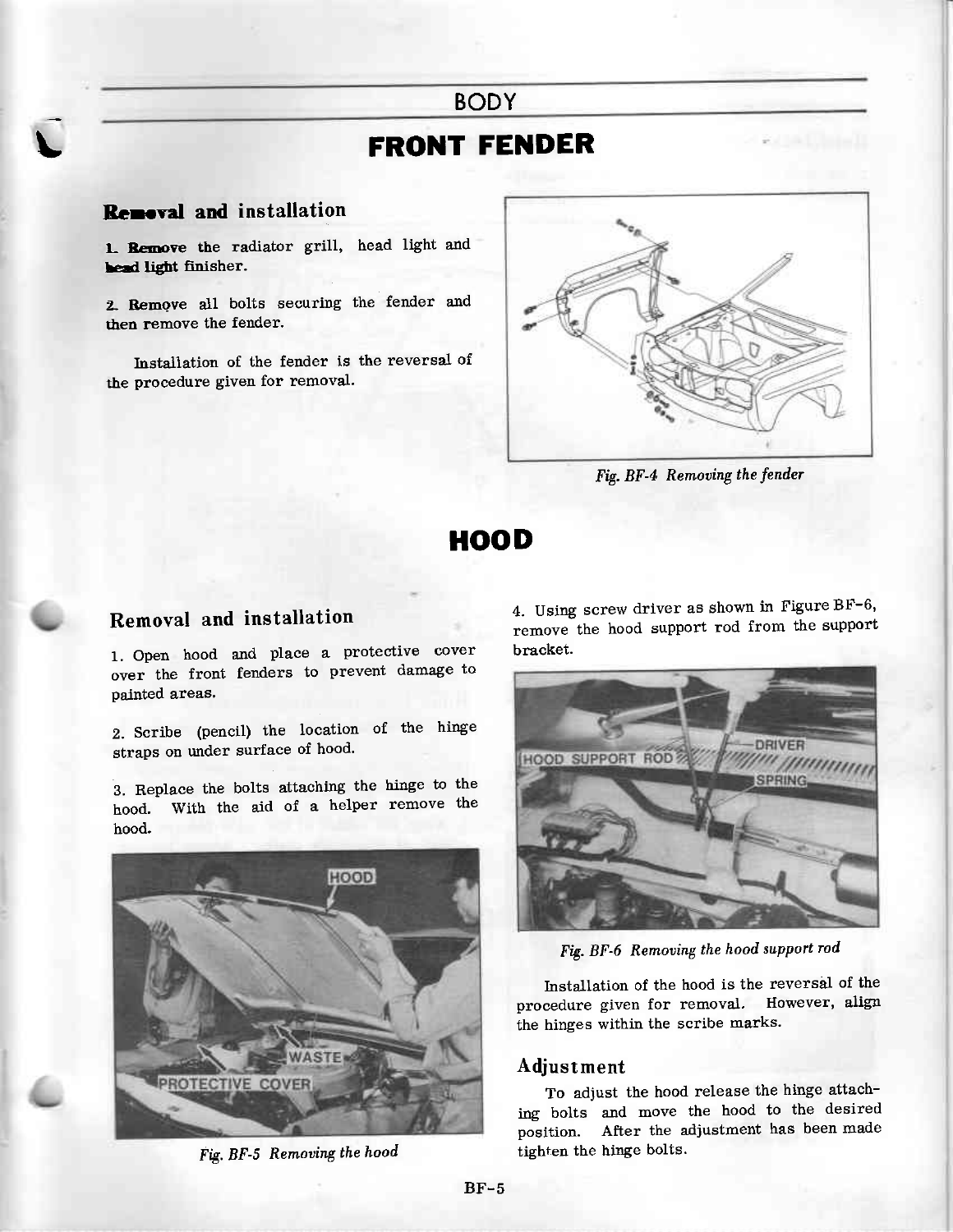# FRONT FENDER

## Removal and installation

1. Remove the radiator grill, head light and head light finisher.

2. Remove all bolts securing the fender and then remove the fender.

Installation of the fender is the reversal of the procedure given for removal.

*Fig. BF-4 Removing the fender*

# HOOD

## Removal and installation

1. Open hood and place a protective cover over the front fenders to prevent damage to painted areas.

2. Scribe (pencil) the location of the hinge straps on under surface of hood.

3. Replace the bolts attaching the hinge to the hood. With the aid of a helper remove the hood.

*Fig. BF-5 Removing the hood*

4. Using screw driver as shown in Figure BF-6, remove the hood support rod from the support bracket.

*Fig. BF-6 Removing the hood support rod*

Installation of the hood is the reversal of the procedure given for removal. However, align the hinges within the scribe marks.

## Adjustment

To adjust the hood release the hinge attaching bolts and move the hood to the desired position. After the adjustment has been made tighten the hinge bolts.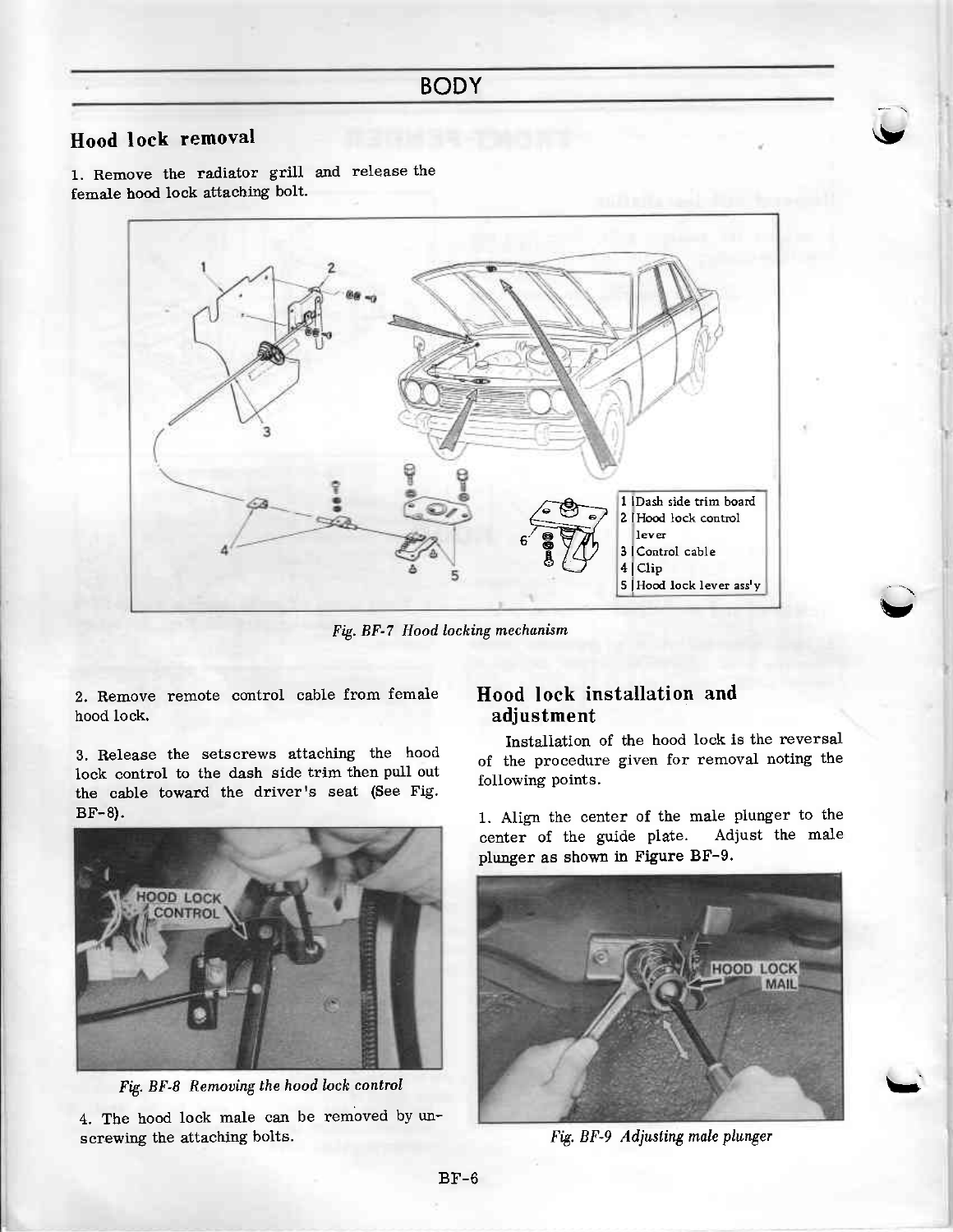## Hood lock removal

1. Remove the radiator grill and release the female hood lock attaching bolt.

| | |
|---|---|
| 1 | Dash side trim board |
| 2 | Hood lock control lever |
| 3 | Control cable |
| 4 | Clip |
| 5 | Hood lock lever ass'y |

*Fig. BF-7 Hood locking mechanism*

2. Remove remote control cable from female hood lock.

3. Release the setscrews attaching the hood lock control to the dash side trim then pull out the cable toward the driver's seat (See Fig. BF-8).

*Fig. BF-8 Removing the hood lock control*

4. The hood lock male can be removed by unscrewing the attaching bolts.

## Hood lock installation and adjustment

Installation of the hood lock is the reversal of the procedure given for removal noting the following points.

1. Align the center of the male plunger to the center of the guide plate. Adjust the male plunger as shown in **Figure BF-9.**

*Fig. BF-9 Adjusting male plunger*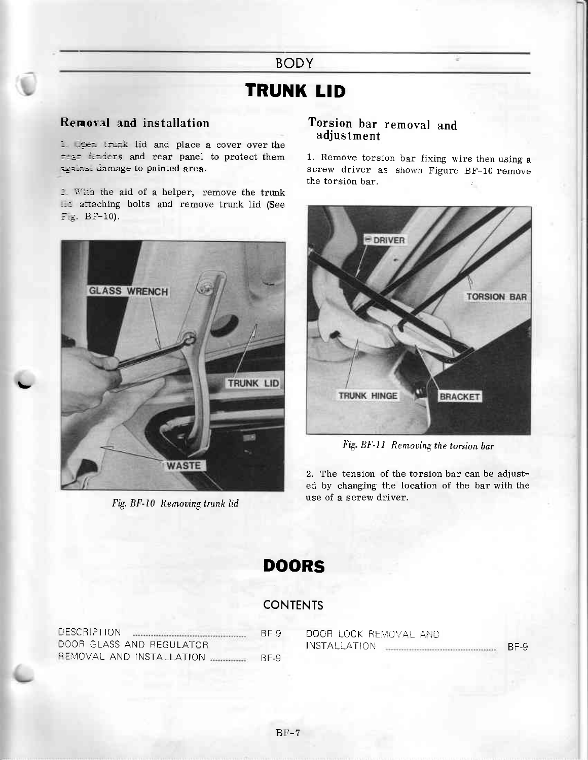# TRUNK LID

## Removal and installation

1. Open trunk lid and place a cover over the rear fenders and rear panel to protect them against damage to painted area.

2. With the aid of a helper, remove the trunk lid attaching bolts and remove trunk lid (See Fig. BF-10).

*Fig. BF-10 Removing trunk lid*

## Torsion bar removal and adjustment

1. Remove torsion bar fixing wire then using a screw driver as shown Figure BF-10 remove the torsion bar.

*Fig. BF-11 Removing the torsion bar*

2. The tension of the torsion bar can be adjusted by changing the location of the bar with the use of a screw driver.

# DOORS

## CONTENTS

| | |
|---|---|
| DESCRIPTION | BF-9 |
| DOOR GLASS AND REGULATOR REMOVAL AND INSTALLATION | BF-9 |
| DOOR LOCK REMOVAL AND INSTALLATION | BF-9 |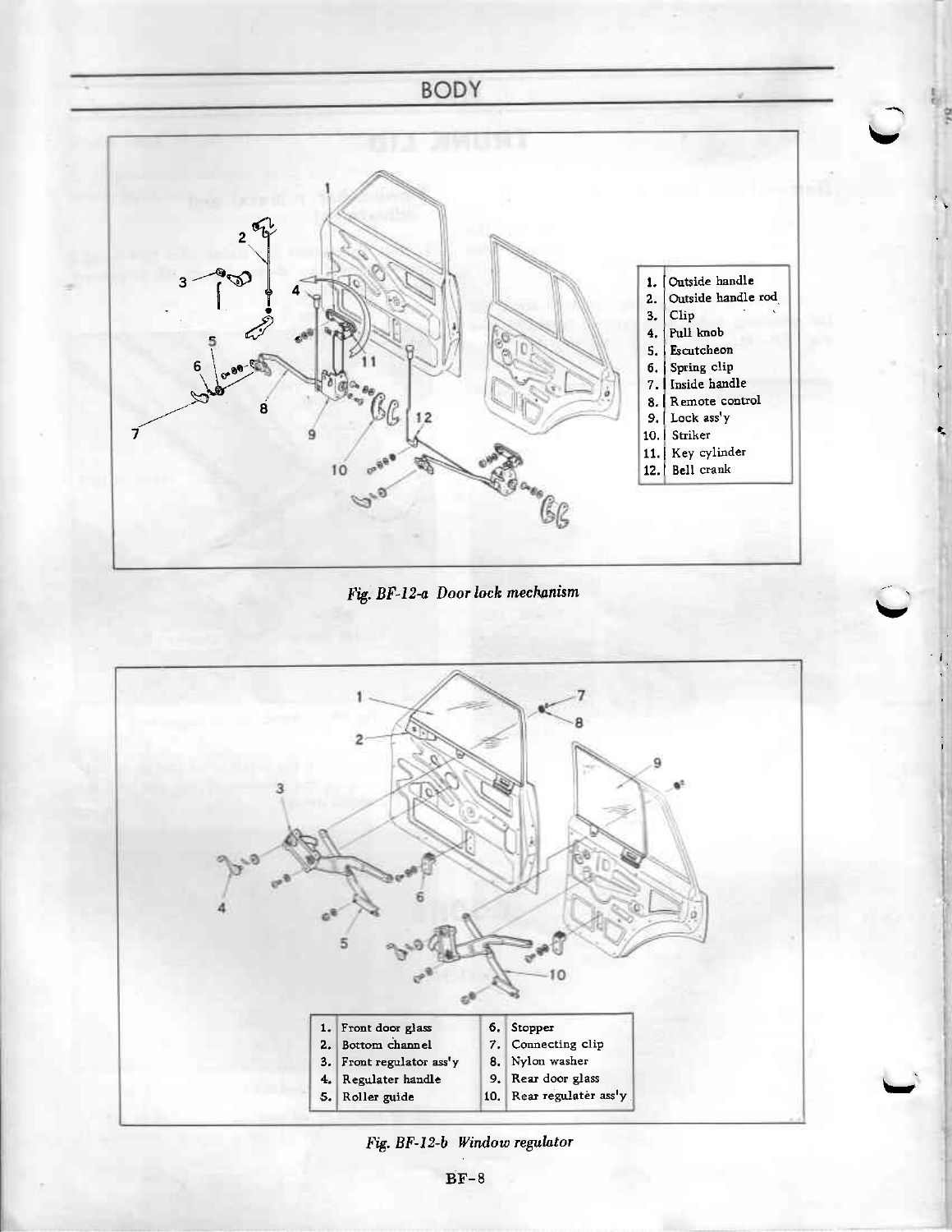| | |
|---|---|
| 1. | Outside handle |
| 2. | Outside handle rod |
| 3. | Clip |
| 4. | Pull knob |
| 5. | Escutcheon |
| 6. | Spring clip |
| 7. | Inside handle |
| 8. | Remote control |
| 9. | Lock ass'y |
| 10. | Striker |
| 11. | Key cylinder |
| 12. | Bell crank |

*Fig. BF-12-a Door lock mechanism*

| | | | |
|---|---|---|---|
| 1. | Front door glass | 6. | Stopper |
| 2. | Bottom channel | 7. | Connecting clip |
| 3. | Front regulator ass'y | 8. | Nylon washer |
| 4. | Regulater handle | 9. | Rear door glass |
| 5. | Roller guide | 10. | Rear regulater ass'y |

*Fig. BF-12-b Window regulator*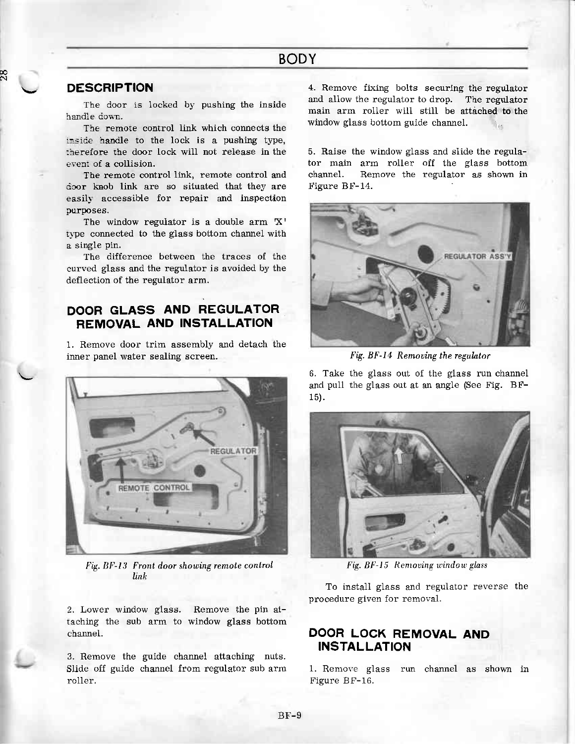## DESCRIPTION

The door is locked by pushing the inside handle down.

The remote control link which connects the inside handle to the lock is a pushing type, therefore the door lock will not release in the event of a collision.

The remote control link, remote control and door knob link are so situated that they are easily accessible for repair and inspection purposes.

The window regulator is a double arm 'X' type connected to the glass bottom channel with a single pin.

The difference between the traces of the curved glass and the regulator is avoided by the deflection of the regulator arm.

## DOOR GLASS AND REGULATOR REMOVAL AND INSTALLATION

1. Remove door trim assembly and detach the inner panel water sealing screen.

*Fig. BF-13 Front door showing remote control link*

2. Lower window glass. Remove the pin attaching the sub arm to window glass bottom channel.

3. Remove the guide channel attaching nuts. Slide off guide channel from regulator sub arm roller.

4. Remove fixing bolts securing the regulator and allow the regulator to drop. The regulator main arm roller will still be attached to the window glass bottom guide channel.

5. Raise the window glass and slide the regulator main arm roller off the glass bottom channel. Remove the regulator as shown in Figure BF-14.

*Fig. BF-14 Removing the regulator*

6. Take the glass out of the glass run channel and pull the glass out at an angle (See Fig. BF-15).

*Fig. BF-15 Removing window glass*

To install glass and regulator reverse the procedure given for removal.

## DOOR LOCK REMOVAL AND INSTALLATION

1. Remove glass run channel as shown in Figure BF-16.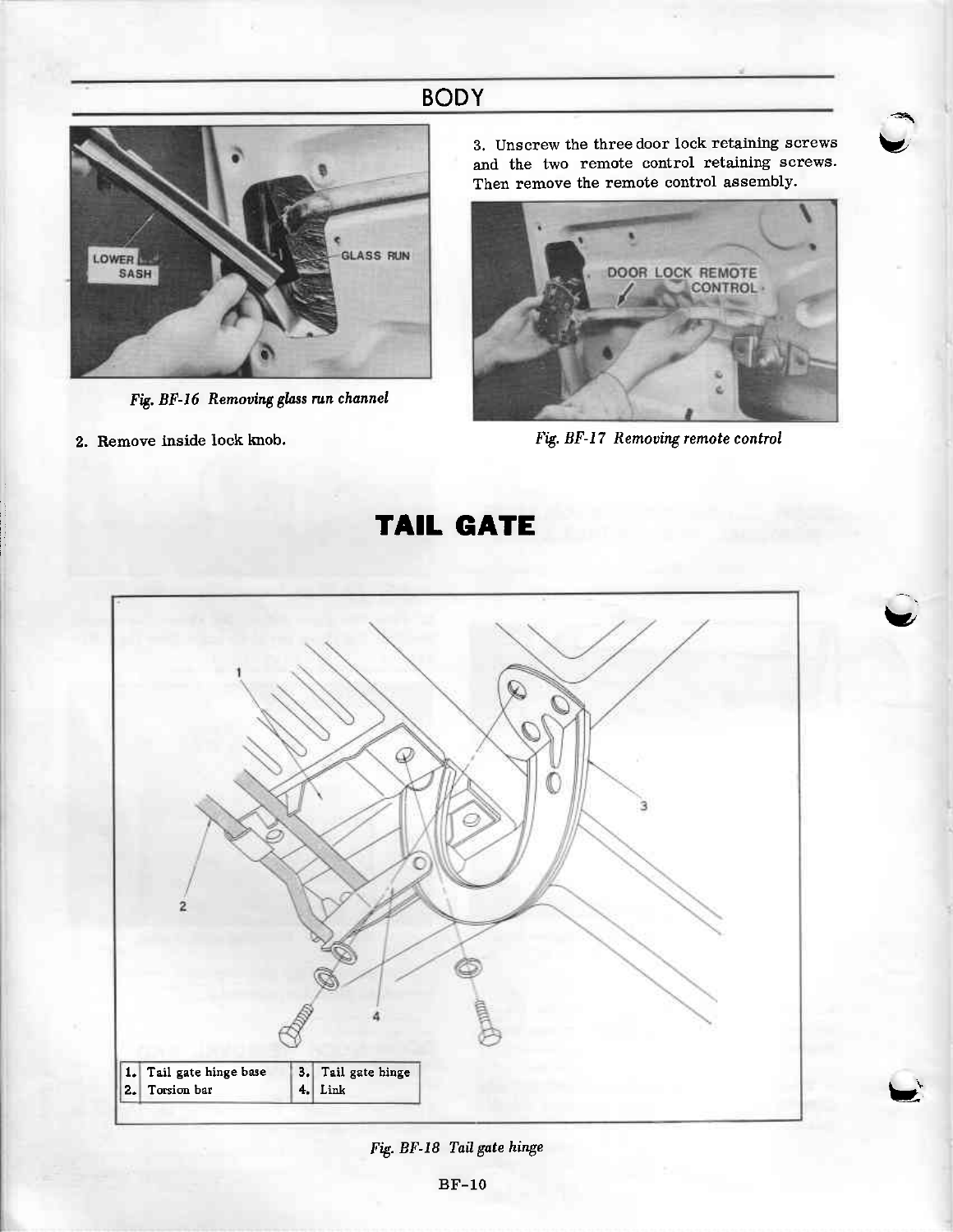LOWER SASH

GLASS RUN

*Fig. BF-16 Removing glass run channel*

2. Remove inside lock knob.

3. Unscrew the three door lock retaining screws and the two remote control retaining screws. Then remove the remote control assembly.

DOOR LOCK REMOTE CONTROL

*Fig. BF-17 Removing remote control*

# TAIL GATE

| | | | |
|---|---|---|---|
| 1. | Tail gate hinge base | 3. | Tail gate hinge |
| 2. | Torsion bar | 4. | Link |

*Fig. BF-18 Tail gate hinge*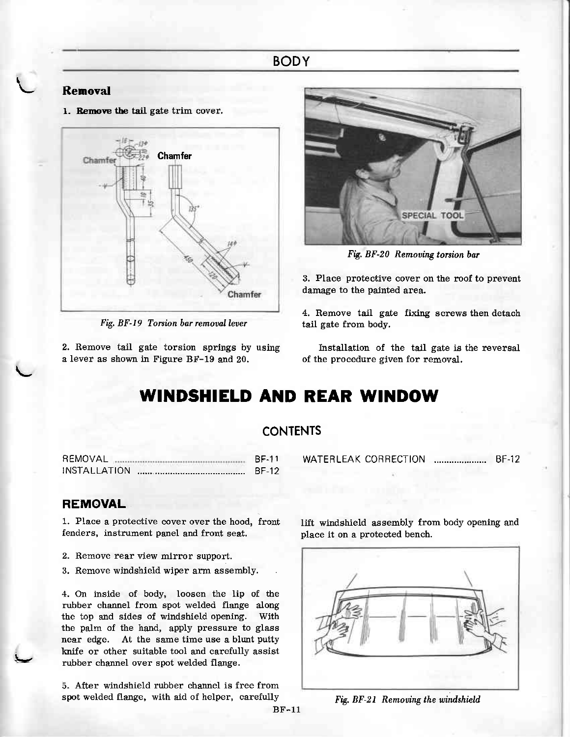## Removal

1. Remove the tail gate trim cover.

*Fig. BF-19 Torsion bar removal lever*

2. Remove tail gate torsion springs by using a lever as shown in Figure BF-19 and 20.

*Fig. BF-20 Removing torsion bar*

3. Place protective cover on the roof to prevent damage to the painted area.

4. Remove tail gate fixing screws then detach tail gate from body.

Installation of the tail gate is the reversal of the procedure given for removal.

# WINDSHIELD AND REAR WINDOW

## CONTENTS

| | |
|---|---|
| REMOVAL | BF-11 |
| INSTALLATION | BF-12 |
| WATERLEAK CORRECTION | BF-12 |

## REMOVAL

1. Place a protective cover over the hood, front fenders, instrument panel and front seat.

2. Remove rear view mirror support.

3. Remove windshield wiper arm assembly.

4. On inside of body, loosen the lip of the rubber channel from spot welded flange along the top and sides of windshield opening. With the palm of the hand, apply pressure to glass near edge. At the same time use a blunt putty knife or other suitable tool and carefully assist rubber channel over spot welded flange.

5. After windshield rubber channel is free from spot welded flange, with aid of helper, carefully lift windshield assembly from body opening and place it on a protected bench.

*Fig. BF-21 Removing the windshield*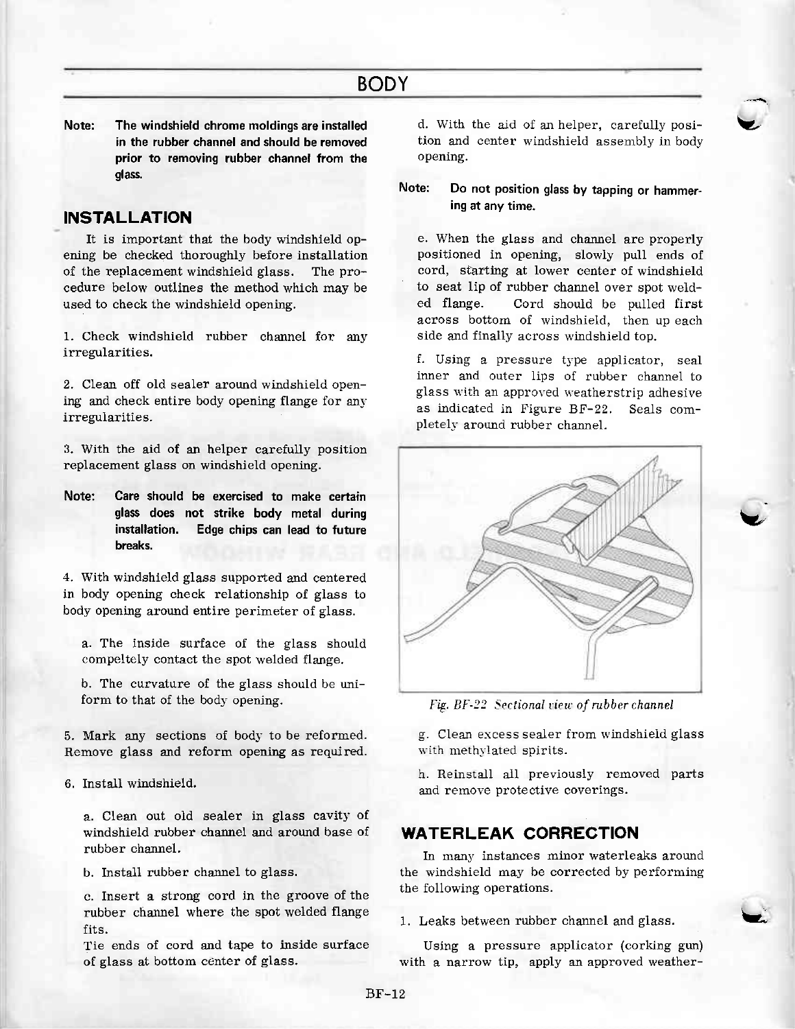**Note: The windshield chrome moldings are installed in the rubber channel and should be removed prior to removing rubber channel from the glass.**

## INSTALLATION

It is important that the body windshield opening be checked thoroughly before installation of the replacement windshield glass. The procedure below outlines the method which may be used to check the windshield opening.

1. Check windshield rubber channel for any irregularities.

2. Clean off old sealer around windshield opening and check entire body opening flange for any irregularities.

3. With the aid of an helper carefully position replacement glass on windshield opening.

**Note: Care should be exercised to make certain glass does not strike body metal during installation. Edge chips can lead to future breaks.**

4. With windshield glass supported and centered in body opening check relationship of glass to body opening around entire perimeter of glass.

   a. The inside surface of the glass should compeltely contact the spot welded flange.

   b. The curvature of the glass should be uniform to that of the body opening.

5. Mark any sections of body to be reformed. Remove glass and reform opening as required.

6. Install windshield.

   a. Clean out old sealer in glass cavity of windshield rubber channel and around base of rubber channel.

   b. Install rubber channel to glass.

   c. Insert a strong cord in the groove of the rubber channel where the spot welded flange fits.
   Tie ends of cord and tape to inside surface of glass at bottom center of glass.

   d. With the aid of an helper, carefully position and center windshield assembly in body opening.

**Note: Do not position glass by tapping or hammering at any time.**

   e. When the glass and channel are properly positioned in opening, slowly pull ends of cord, starting at lower center of windshield to seat lip of rubber channel over spot welded flange. Cord should be pulled first across bottom of windshield, then up each side and finally across windshield top.

   f. Using a pressure type applicator, seal inner and outer lips of rubber channel to glass with an approved weatherstrip adhesive as indicated in Figure BF-22. Seals completely around rubber channel.

*Fig. BF-22 Sectional view of rubber channel*

   g. Clean excess sealer from windshield glass with methylated spirits.

   h. Reinstall all previously removed parts and remove protective coverings.

## WATERLEAK CORRECTION

In many instances minor waterleaks around the windshield may be corrected by performing the following operations.

1. Leaks between rubber channel and glass.

Using a pressure applicator (corking gun) with a narrow tip, apply an approved weather-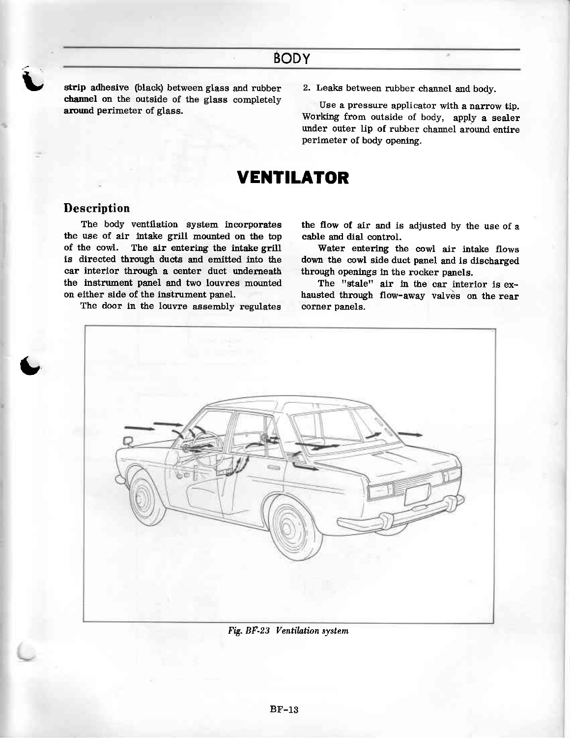strip adhesive (black) between glass and rubber channel on the outside of the glass completely around perimeter of glass.

2. Leaks between rubber channel and body.

Use a pressure applicator with a narrow tip. Working from outside of body, apply a sealer under outer lip of rubber channel around entire perimeter of body opening.

# VENTILATOR

## Description

The body ventilation system incorporates the use of air intake grill mounted on the top of the cowl. The air entering the intake grill is directed through ducts and emitted into the car interior through a center duct underneath the instrument panel and two louvres mounted on either side of the instrument panel.

The door in the louvre assembly regulates the flow of air and is adjusted by the use of a cable and dial control.

Water entering the cowl air intake flows down the cowl side duct panel and is discharged through openings in the rocker panels.

The "stale" air in the car interior is exhausted through flow-away valves on the rear corner panels.

*Fig. BF-23 Ventilation system*